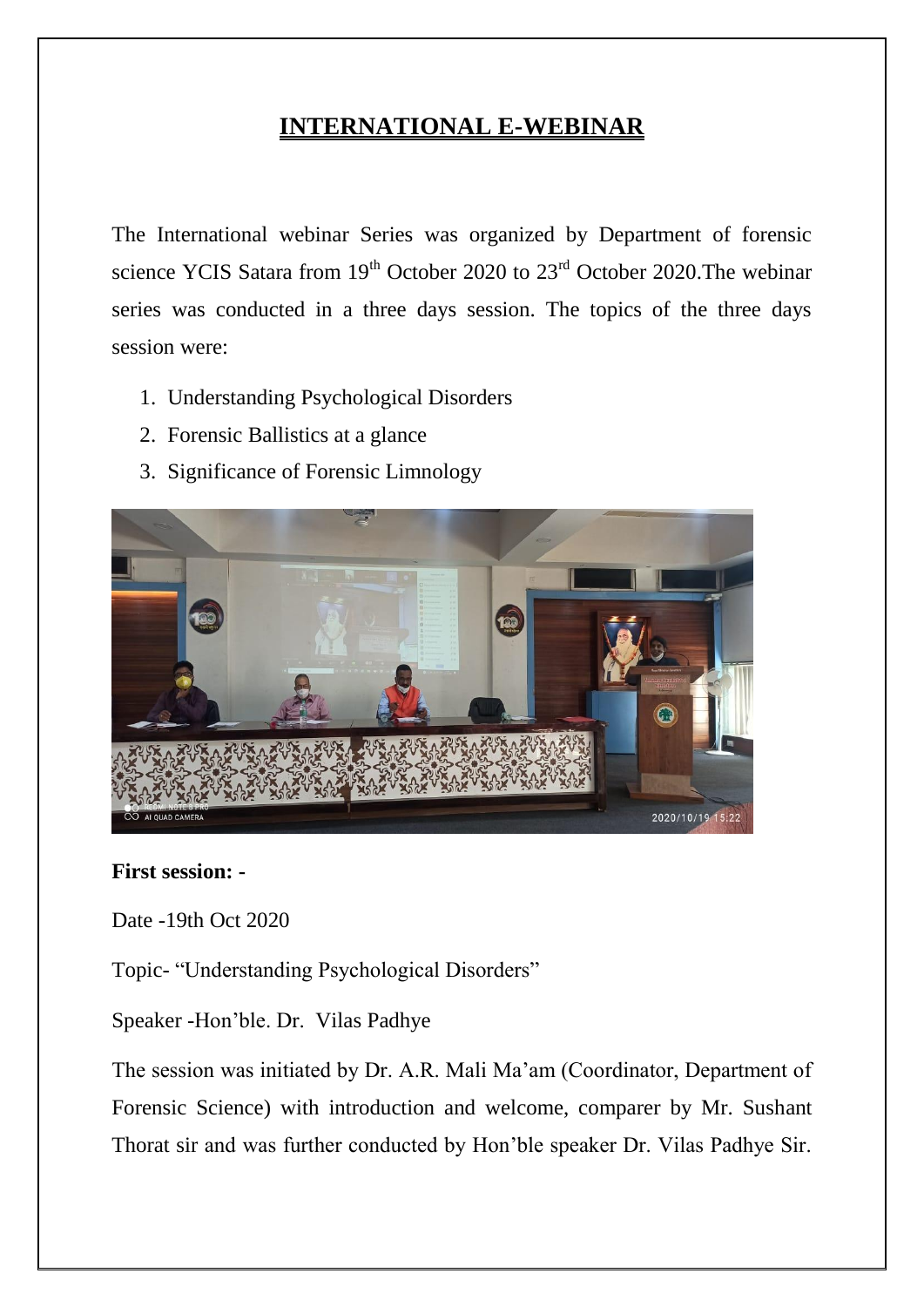# INTERNATIONAL E-WEBINAR

The International webinar Series was organized by Department of forensic science YCIS Satara from 19th October 2020 to 23rd October 2020.The webinar series was conducted in a three days session. The topics of the three days session were:

1. Understanding Psychological Disorders
2. Forensic Ballistics at a glance
3. Significance of Forensic Limnology

**First session: -**

Date -19th Oct 2020

Topic- "Understanding Psychological Disorders"

Speaker -Hon'ble. Dr. Vilas Padhye

The session was initiated by Dr. A.R. Mali Ma'am (Coordinator, Department of Forensic Science) with introduction and welcome, comparer by Mr. Sushant Thorat sir and was further conducted by Hon'ble speaker Dr. Vilas Padhye Sir.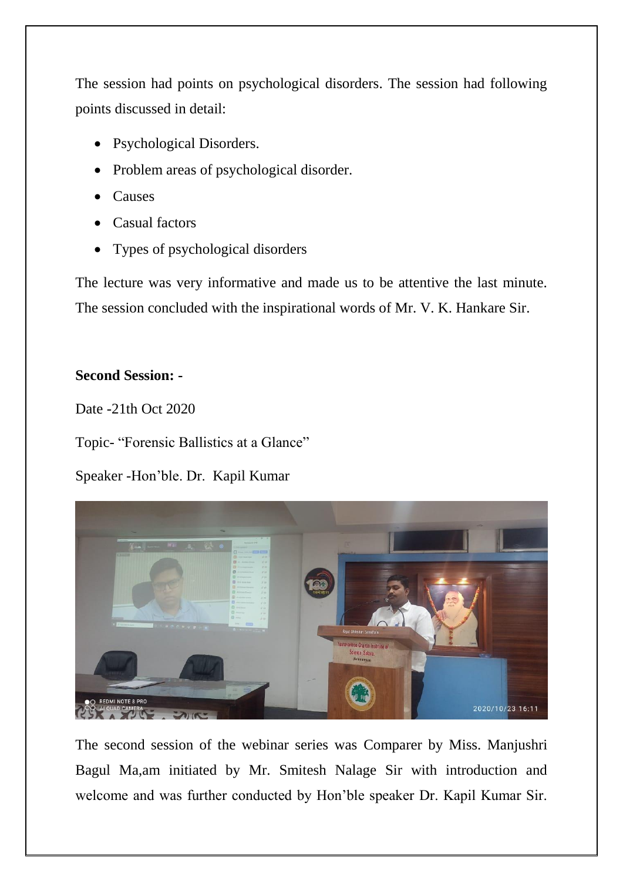The session had points on psychological disorders. The session had following points discussed in detail:

- Psychological Disorders.
- Problem areas of psychological disorder.
- Causes
- Casual factors
- Types of psychological disorders

The lecture was very informative and made us to be attentive the last minute. The session concluded with the inspirational words of Mr. V. K. Hankare Sir.

**Second Session: -**

Date -21th Oct 2020

Topic- "Forensic Ballistics at a Glance"

Speaker -Hon'ble. Dr. Kapil Kumar

The second session of the webinar series was Comparer by Miss. Manjushri Bagul Ma,am initiated by Mr. Smitesh Nalage Sir with introduction and welcome and was further conducted by Hon'ble speaker Dr. Kapil Kumar Sir.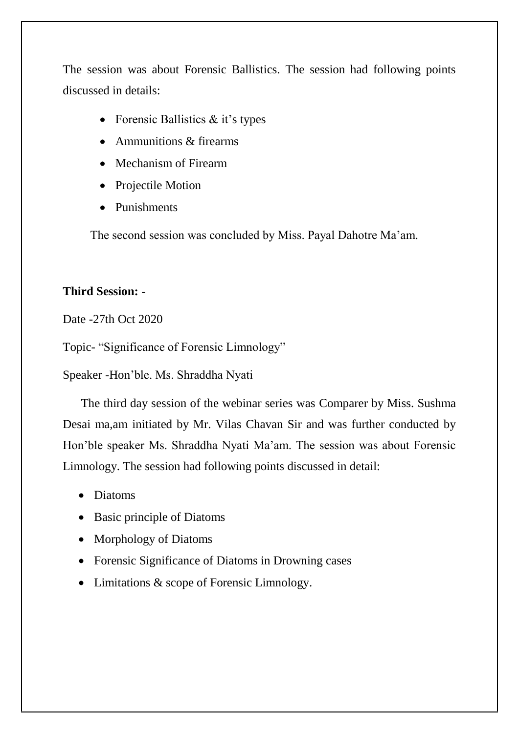The session was about Forensic Ballistics. The session had following points discussed in details:

- Forensic Ballistics & it's types
- Ammunitions & firearms
- Mechanism of Firearm
- Projectile Motion
- Punishments

The second session was concluded by Miss. Payal Dahotre Ma'am.

**Third Session: -**

Date -27th Oct 2020

Topic- "Significance of Forensic Limnology"

Speaker -Hon'ble. Ms. Shraddha Nyati

The third day session of the webinar series was Comparer by Miss. Sushma Desai ma,am initiated by Mr. Vilas Chavan Sir and was further conducted by Hon'ble speaker Ms. Shraddha Nyati Ma'am. The session was about Forensic Limnology. The session had following points discussed in detail:

- Diatoms
- Basic principle of Diatoms
- Morphology of Diatoms
- Forensic Significance of Diatoms in Drowning cases
- Limitations & scope of Forensic Limnology.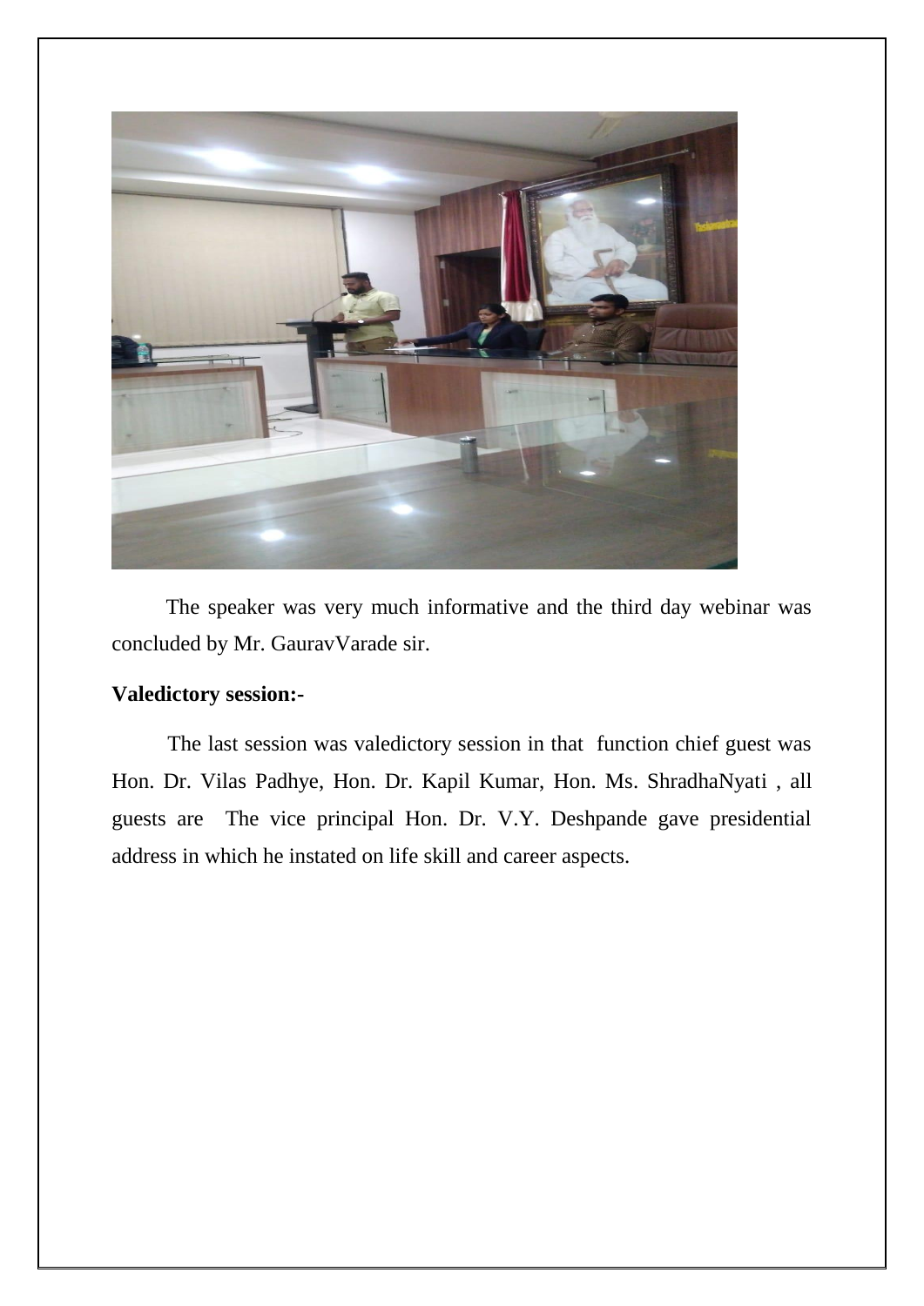The speaker was very much informative and the third day webinar was concluded by Mr. GauravVarade sir.

**Valedictory session:-**

The last session was valedictory session in that function chief guest was Hon. Dr. Vilas Padhye, Hon. Dr. Kapil Kumar, Hon. Ms. ShradhaNyati , all guests are The vice principal Hon. Dr. V.Y. Deshpande gave presidential address in which he instated on life skill and career aspects.